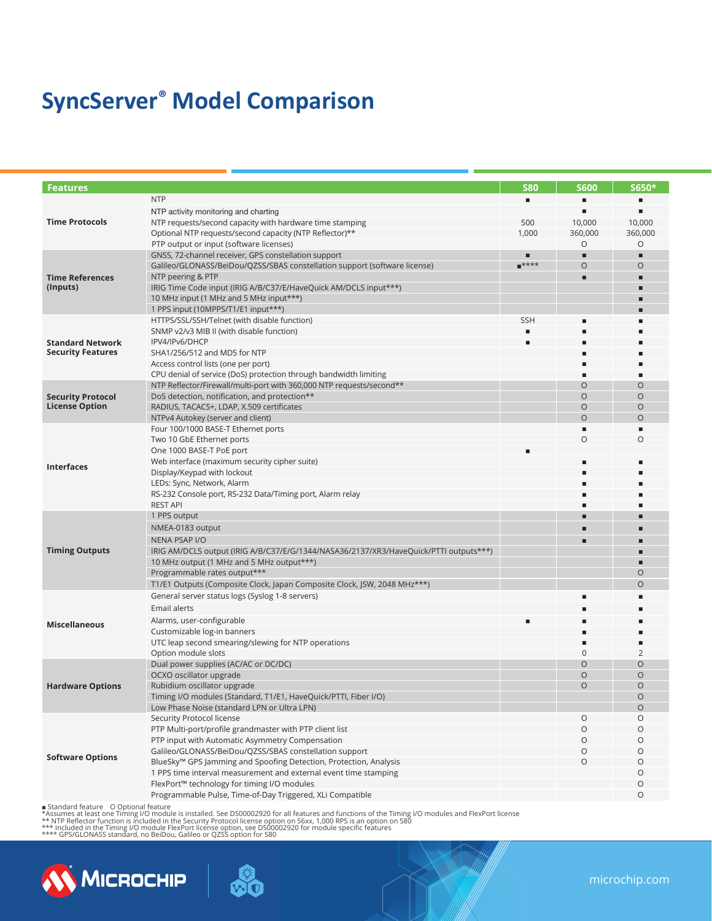# SyncServer® Model Comparison

| Features | | S80 | S600 | S650* |
|---|---|---|---|---|
| **Time Protocols** | NTP | ■ | ■ | ■ |
| | NTP activity monitoring and charting | | ■ | ■ |
| | NTP requests/second capacity with hardware time stamping | 500 | 10,000 | 10,000 |
| | Optional NTP requests/second capacity (NTP Reflector)** | 1,000 | 360,000 | 360,000 |
| | PTP output or input (software licenses) | | O | O |
| **Time References (Inputs)** | GNSS, 72-channel receiver, GPS constellation support | ■ | ■ | ■ |
| | Galileo/GLONASS/BeiDou/QZSS/SBAS constellation support (software license) | ■**** | O | O |
| | NTP peering & PTP | | ■ | ■ |
| | IRIG Time Code input (IRIG A/B/C37/E/HaveQuick AM/DCLS input***) | | | ■ |
| | 10 MHz input (1 MHz and 5 MHz input***) | | | ■ |
| | 1 PPS input (10MPPS/T1/E1 input***) | | | ■ |
| **Standard Network Security Features** | HTTPS/SSL/SSH/Telnet (with disable function) | SSH | ■ | ■ |
| | SNMP v2/v3 MIB II (with disable function) | ■ | ■ | ■ |
| | IPV4/IPv6/DHCP | ■ | ■ | ■ |
| | SHA1/256/512 and MD5 for NTP | | ■ | ■ |
| | Access control lists (one per port) | | ■ | ■ |
| | CPU denial of service (DoS) protection through bandwidth limiting | | ■ | ■ |
| **Security Protocol License Option** | NTP Reflector/Firewall/multi-port with 360,000 NTP requests/second** | | O | O |
| | DoS detection, notification, and protection** | | O | O |
| | RADIUS, TACACS+, LDAP, X.509 certificates | | O | O |
| | NTPv4 Autokey (server and client) | | O | O |
| **Interfaces** | Four 100/1000 BASE-T Ethernet ports | | ■ | ■ |
| | Two 10 GbE Ethernet ports | | O | O |
| | One 1000 BASE-T PoE port | ■ | | |
| | Web interface (maximum security cipher suite) | | ■ | ■ |
| | Display/Keypad with lockout | | ■ | ■ |
| | LEDs: Sync, Network, Alarm | | ■ | ■ |
| | RS-232 Console port, RS-232 Data/Timing port, Alarm relay | | ■ | ■ |
| | REST API | | ■ | ■ |
| **Timing Outputs** | 1 PPS output | | ■ | ■ |
| | NMEA-0183 output | | ■ | ■ |
| | NENA PSAP I/O | | ■ | ■ |
| | IRIG AM/DCLS output (IRIG A/B/C37/E/G/1344/NASA36/2137/XR3/HaveQuick/PTTI outputs***) | | | ■ |
| | 10 MHz output (1 MHz and 5 MHz output***) | | | ■ |
| | Programmable rates output*** | | | O |
| | T1/E1 Outputs (Composite Clock, Japan Composite Clock, JSW, 2048 MHz***) | | | O |
| **Miscellaneous** | General server status logs (Syslog 1-8 servers) | | ■ | ■ |
| | Email alerts | | ■ | ■ |
| | Alarms, user-configurable | ■ | ■ | ■ |
| | Customizable log-in banners | | ■ | ■ |
| | UTC leap second smearing/slewing for NTP operations | | ■ | ■ |
| | Option module slots | | 0 | 2 |
| **Hardware Options** | Dual power supplies (AC/AC or DC/DC) | | O | O |
| | OCXO oscillator upgrade | | O | O |
| | Rubidium oscillator upgrade | | O | O |
| | Timing I/O modules (Standard, T1/E1, HaveQuick/PTTI, Fiber I/O) | | | O |
| | Low Phase Noise (standard LPN or Ultra LPN) | | | O |
| **Software Options** | Security Protocol license | | O | O |
| | PTP Multi-port/profile grandmaster with PTP client list | | O | O |
| | PTP input with Automatic Asymmetry Compensation | | O | O |
| | Galileo/GLONASS/BeiDou/QZSS/SBAS constellation support | | O | O |
| | BlueSky™ GPS Jamming and Spoofing Detection, Protection, Analysis | | O | O |
| | 1 PPS time interval measurement and external event time stamping | | | O |
| | FlexPort™ technology for timing I/O modules | | | O |
| | Programmable Pulse, Time-of-Day Triggered, XLi Compatible | | | O |

■ Standard feature  O Optional feature
*Assumes at least one Timing I/O module is installed. See DS00002920 for all features and functions of the Timing I/O modules and FlexPort license
** NTP Reflector function is included in the Security Protocol license option on S6xx, 1,000 RPS is an option on S80
*** Included in the Timing I/O module FlexPort license option, see DS00002920 for module specific features
**** GPS/GLONASS standard, no BeiDou, Galileo or QZSS option for S80

microchip.com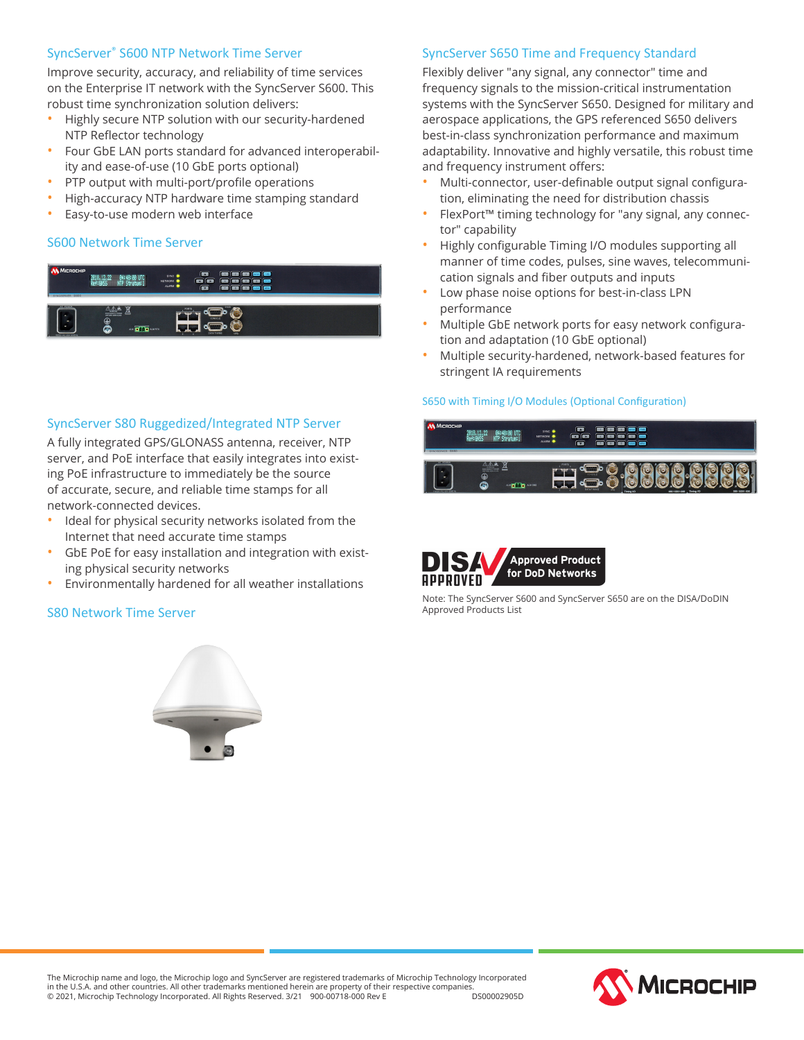## SyncServer® S600 NTP Network Time Server

Improve security, accuracy, and reliability of time services on the Enterprise IT network with the SyncServer S600. This robust time synchronization solution delivers:

- Highly secure NTP solution with our security-hardened NTP Reflector technology
- Four GbE LAN ports standard for advanced interoperability and ease-of-use (10 GbE ports optional)
- PTP output with multi-port/profile operations
- High-accuracy NTP hardware time stamping standard
- Easy-to-use modern web interface

### S600 Network Time Server

## SyncServer S80 Ruggedized/Integrated NTP Server

A fully integrated GPS/GLONASS antenna, receiver, NTP server, and PoE interface that easily integrates into existing PoE infrastructure to immediately be the source of accurate, secure, and reliable time stamps for all network-connected devices.

- Ideal for physical security networks isolated from the Internet that need accurate time stamps
- GbE PoE for easy installation and integration with existing physical security networks
- Environmentally hardened for all weather installations

### S80 Network Time Server

## SyncServer S650 Time and Frequency Standard

Flexibly deliver "any signal, any connector" time and frequency signals to the mission-critical instrumentation systems with the SyncServer S650. Designed for military and aerospace applications, the GPS referenced S650 delivers best-in-class synchronization performance and maximum adaptability. Innovative and highly versatile, this robust time and frequency instrument offers:

- Multi-connector, user-definable output signal configuration, eliminating the need for distribution chassis
- FlexPort™ timing technology for "any signal, any connector" capability
- Highly configurable Timing I/O modules supporting all manner of time codes, pulses, sine waves, telecommunication signals and fiber outputs and inputs
- Low phase noise options for best-in-class LPN performance
- Multiple GbE network ports for easy network configuration and adaptation (10 GbE optional)
- Multiple security-hardened, network-based features for stringent IA requirements

### S650 with Timing I/O Modules (Optional Configuration)

DISA APPROVED — Approved Product for DoD Networks

Note: The SyncServer S600 and SyncServer S650 are on the DISA/DoDIN Approved Products List

The Microchip name and logo, the Microchip logo and SyncServer are registered trademarks of Microchip Technology Incorporated in the U.S.A. and other countries. All other trademarks mentioned herein are property of their respective companies.
© 2021, Microchip Technology Incorporated. All Rights Reserved. 3/21 900-00718-000 Rev E DS00002905D